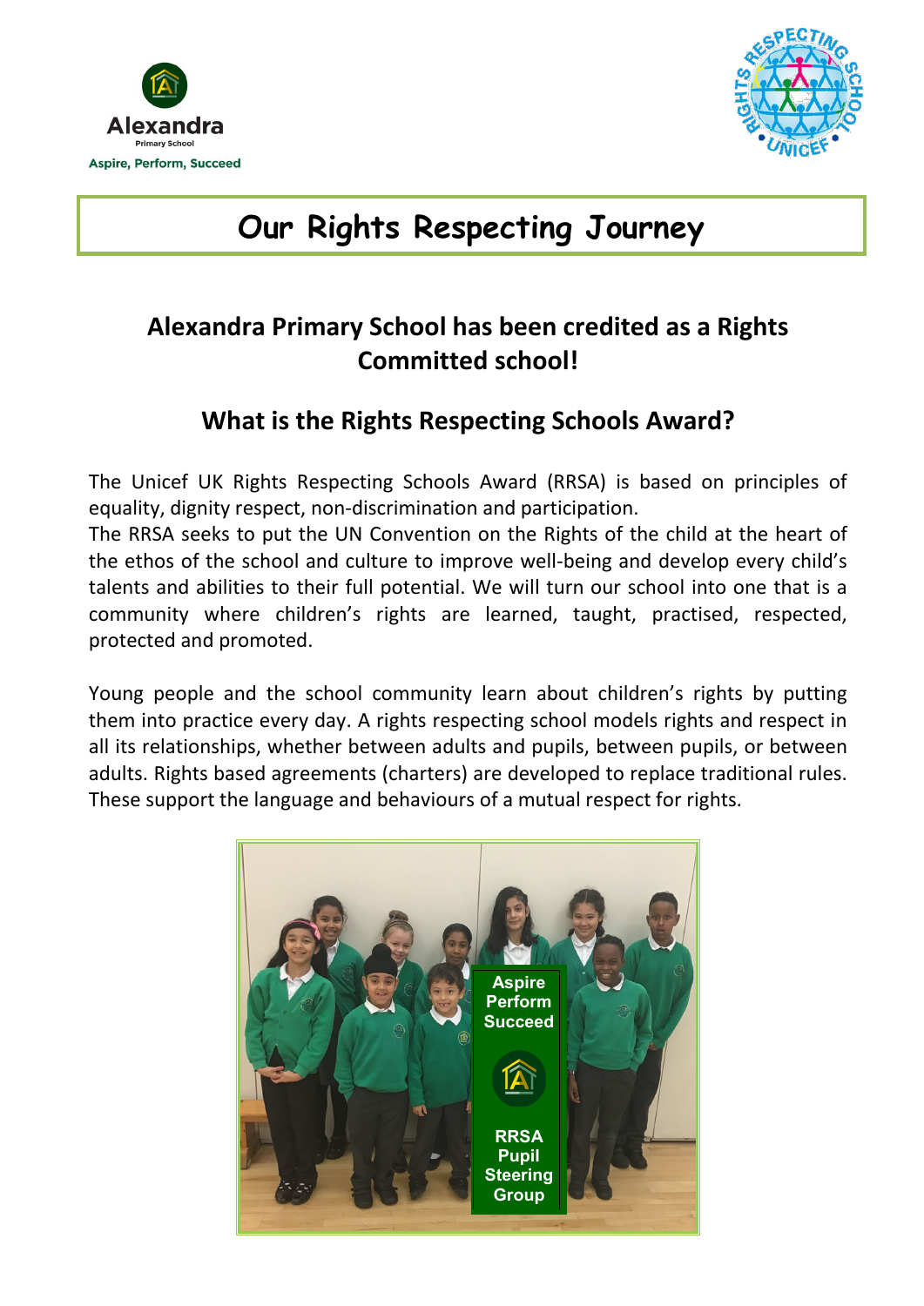Alexandra
Primary School
Aspire, Perform, Succeed

# Our Rights Respecting Journey

## Alexandra Primary School has been credited as a Rights Committed school!

## What is the Rights Respecting Schools Award?

The Unicef UK Rights Respecting Schools Award (RRSA) is based on principles of equality, dignity respect, non-discrimination and participation.
The RRSA seeks to put the UN Convention on the Rights of the child at the heart of the ethos of the school and culture to improve well-being and develop every child's talents and abilities to their full potential. We will turn our school into one that is a community where children's rights are learned, taught, practised, respected, protected and promoted.

Young people and the school community learn about children's rights by putting them into practice every day. A rights respecting school models rights and respect in all its relationships, whether between adults and pupils, between pupils, or between adults. Rights based agreements (charters) are developed to replace traditional rules. These support the language and behaviours of a mutual respect for rights.

Aspire Perform Succeed

RRSA Pupil Steering Group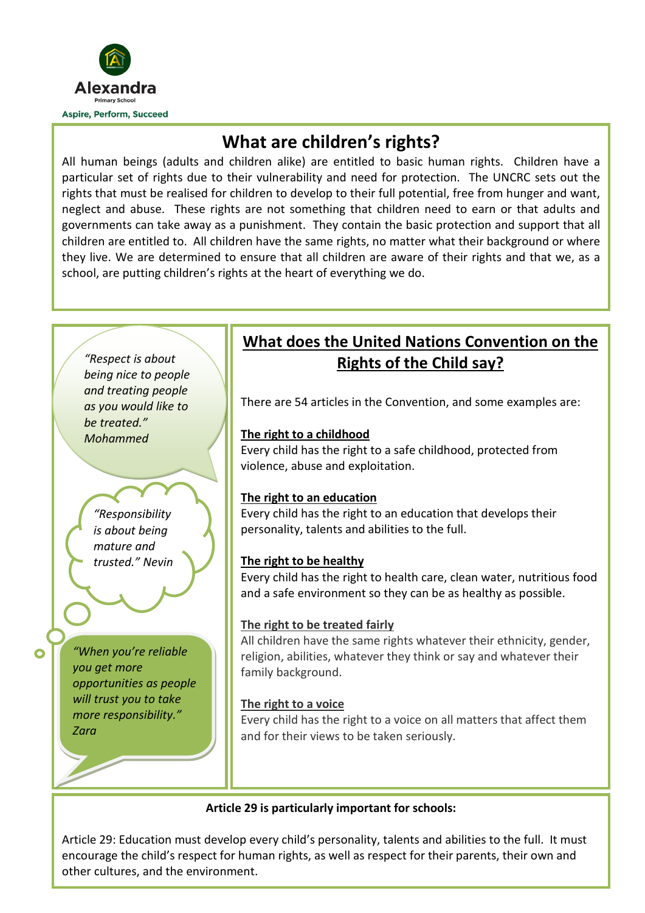Alexandra
Primary School
Aspire, Perform, Succeed

# What are children's rights?

All human beings (adults and children alike) are entitled to basic human rights. Children have a particular set of rights due to their vulnerability and need for protection. The UNCRC sets out the rights that must be realised for children to develop to their full potential, free from hunger and want, neglect and abuse. These rights are not something that children need to earn or that adults and governments can take away as a punishment. They contain the basic protection and support that all children are entitled to. All children have the same rights, no matter what their background or where they live. We are determined to ensure that all children are aware of their rights and that we, as a school, are putting children's rights at the heart of everything we do.

*"Respect is about being nice to people and treating people as you would like to be treated." Mohammed*

*"Responsibility is about being mature and trusted." Nevin*

*"When you're reliable you get more opportunities as people will trust you to take more responsibility." Zara*

## What does the United Nations Convention on the Rights of the Child say?

There are 54 articles in the Convention, and some examples are:

**The right to a childhood**
Every child has the right to a safe childhood, protected from violence, abuse and exploitation.

**The right to an education**
Every child has the right to an education that develops their personality, talents and abilities to the full.

**The right to be healthy**
Every child has the right to health care, clean water, nutritious food and a safe environment so they can be as healthy as possible.

**The right to be treated fairly**
All children have the same rights whatever their ethnicity, gender, religion, abilities, whatever they think or say and whatever their family background.

**The right to a voice**
Every child has the right to a voice on all matters that affect them and for their views to be taken seriously.

**Article 29 is particularly important for schools:**

Article 29: Education must develop every child's personality, talents and abilities to the full. It must encourage the child's respect for human rights, as well as respect for their parents, their own and other cultures, and the environment.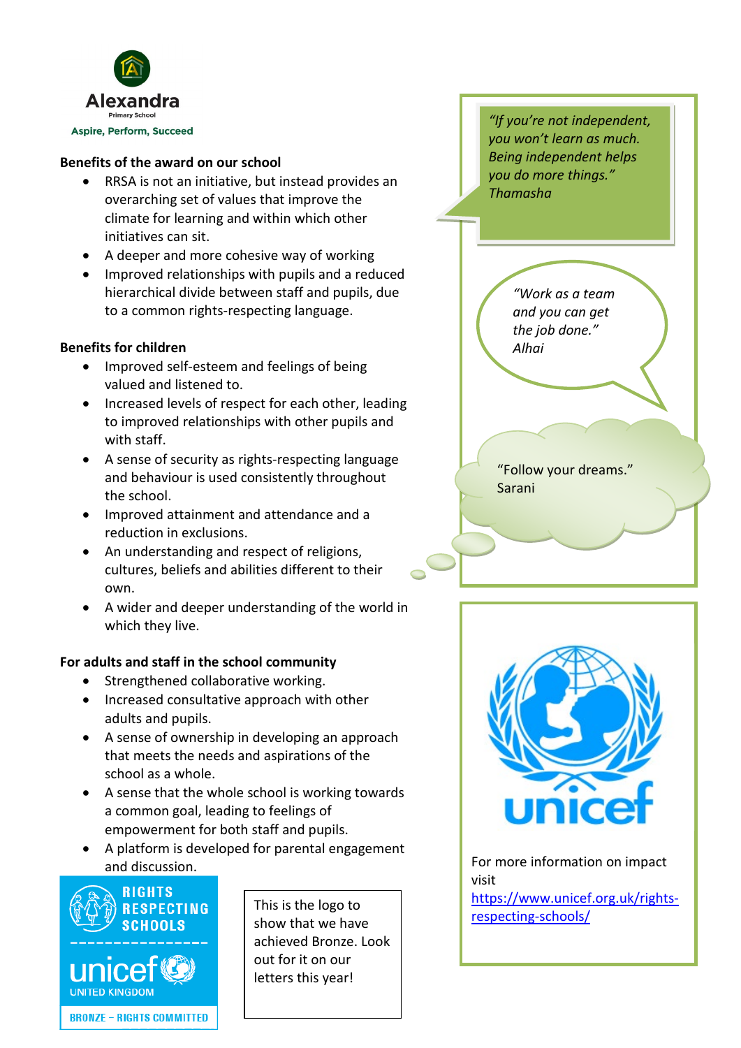Alexandra
Primary School
Aspire, Perform, Succeed

**Benefits of the award on our school**

- RRSA is not an initiative, but instead provides an overarching set of values that improve the climate for learning and within which other initiatives can sit.
- A deeper and more cohesive way of working
- Improved relationships with pupils and a reduced hierarchical divide between staff and pupils, due to a common rights-respecting language.

**Benefits for children**

- Improved self-esteem and feelings of being valued and listened to.
- Increased levels of respect for each other, leading to improved relationships with other pupils and with staff.
- A sense of security as rights-respecting language and behaviour is used consistently throughout the school.
- Improved attainment and attendance and a reduction in exclusions.
- An understanding and respect of religions, cultures, beliefs and abilities different to their own.
- A wider and deeper understanding of the world in which they live.

**For adults and staff in the school community**

- Strengthened collaborative working.
- Increased consultative approach with other adults and pupils.
- A sense of ownership in developing an approach that meets the needs and aspirations of the school as a whole.
- A sense that the whole school is working towards a common goal, leading to feelings of empowerment for both staff and pupils.
- A platform is developed for parental engagement and discussion.

RIGHTS RESPECTING SCHOOLS
unicef UNITED KINGDOM
BRONZE – RIGHTS COMMITTED

This is the logo to show that we have achieved Bronze. Look out for it on our letters this year!

*"If you're not independent, you won't learn as much. Being independent helps you do more things." Thamasha*

*"Work as a team and you can get the job done." Alhai*

"Follow your dreams."
Sarani

unicef

For more information on impact visit https://www.unicef.org.uk/rights-respecting-schools/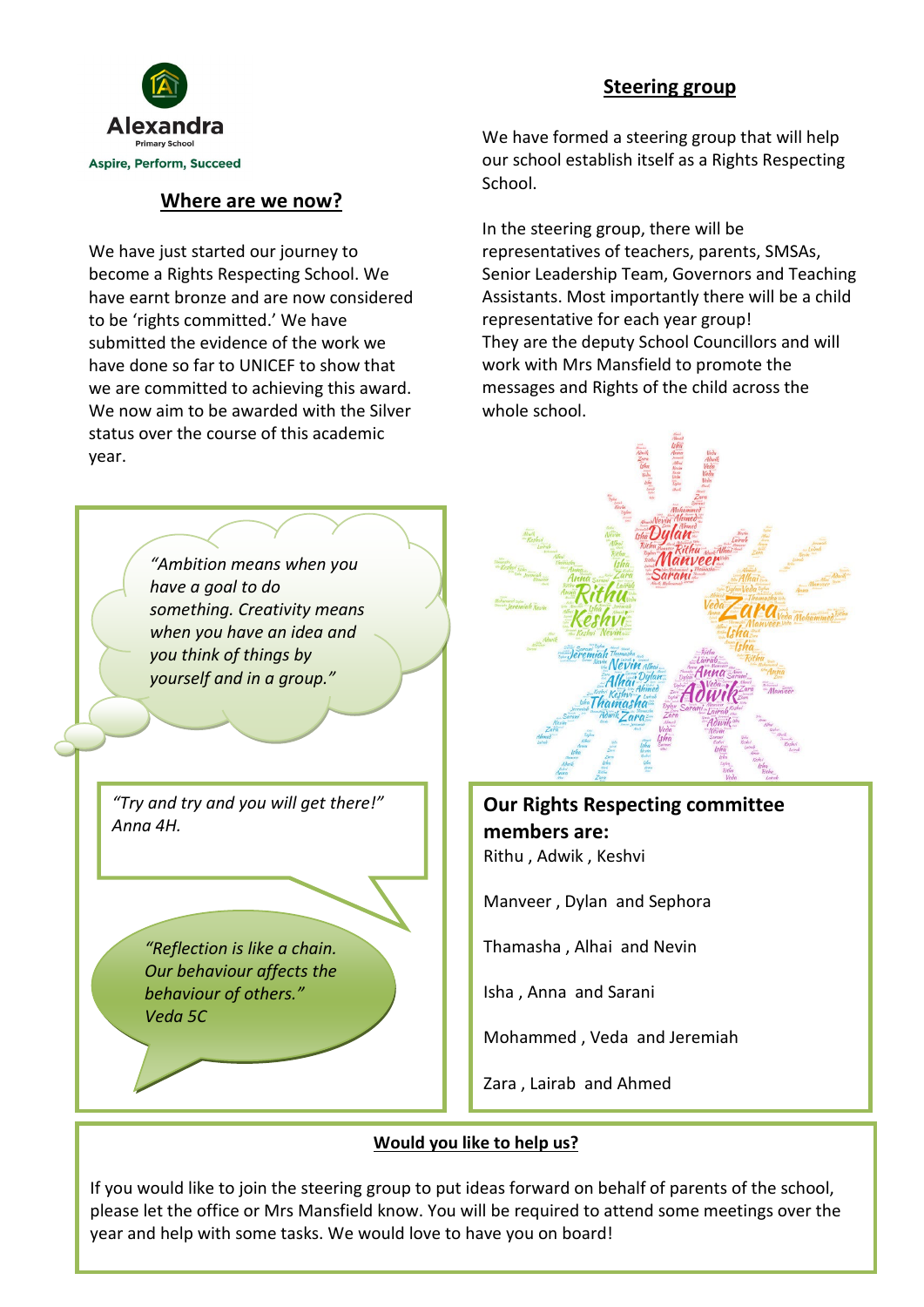Alexandra Primary School

Aspire, Perform, Succeed

## Where are we now?

We have just started our journey to become a Rights Respecting School. We have earnt bronze and are now considered to be 'rights committed.' We have submitted the evidence of the work we have done so far to UNICEF to show that we are committed to achieving this award. We now aim to be awarded with the Silver status over the course of this academic year.

## Steering group

We have formed a steering group that will help our school establish itself as a Rights Respecting School.

In the steering group, there will be representatives of teachers, parents, SMSAs, Senior Leadership Team, Governors and Teaching Assistants. Most importantly there will be a child representative for each year group!
They are the deputy School Councillors and will work with Mrs Mansfield to promote the messages and Rights of the child across the whole school.

*"Ambition means when you have a goal to do something. Creativity means when you have an idea and you think of things by yourself and in a group."*

*"Try and try and you will get there!" Anna 4H.*

*"Reflection is like a chain. Our behaviour affects the behaviour of others." Veda 5C*

**Our Rights Respecting committee members are:**

Rithu , Adwik , Keshvi

Manveer , Dylan and Sephora

Thamasha , Alhai and Nevin

Isha , Anna and Sarani

Mohammed , Veda and Jeremiah

Zara , Lairab and Ahmed

## Would you like to help us?

If you would like to join the steering group to put ideas forward on behalf of parents of the school, please let the office or Mrs Mansfield know. You will be required to attend some meetings over the year and help with some tasks. We would love to have you on board!